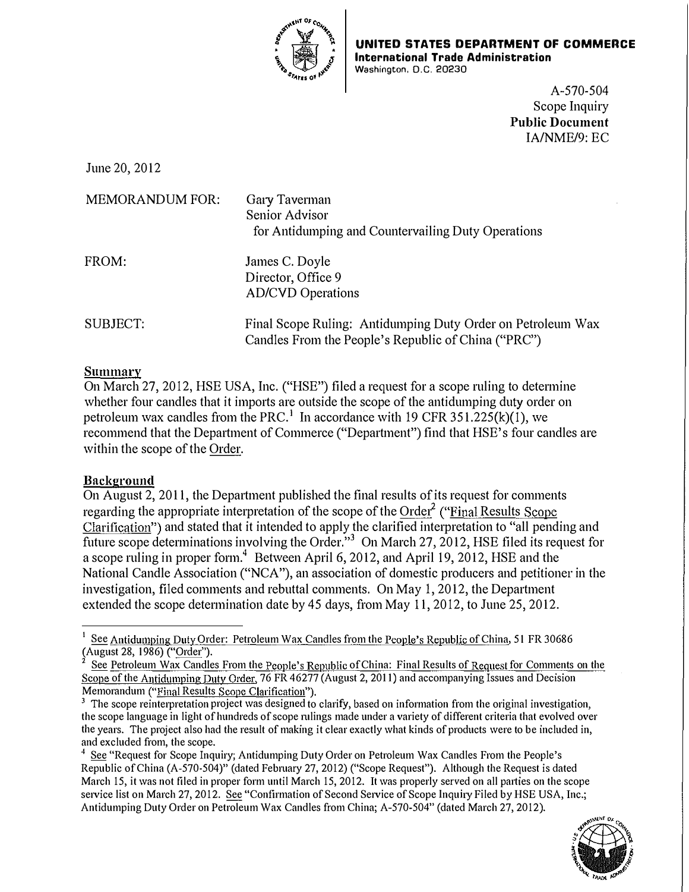**UNITED STATES DEPARTMENT OF COMMERCE**
**International Trade Administration**
Washington, D.C. 20230

A-570-504
Scope Inquiry
**Public Document**
IA/NME/9: EC

June 20, 2012

MEMORANDUM FOR: Gary Taverman
Senior Advisor
for Antidumping and Countervailing Duty Operations

FROM: James C. Doyle
Director, Office 9
AD/CVD Operations

SUBJECT: Final Scope Ruling: Antidumping Duty Order on Petroleum Wax Candles From the People's Republic of China ("PRC")

**Summary**

On March 27, 2012, HSE USA, Inc. ("HSE") filed a request for a scope ruling to determine whether four candles that it imports are outside the scope of the antidumping duty order on petroleum wax candles from the PRC.[1] In accordance with 19 CFR 351.225(k)(1), we recommend that the Department of Commerce ("Department") find that HSE's four candles are within the scope of the Order.

**Background**

On August 2, 2011, the Department published the final results of its request for comments regarding the appropriate interpretation of the scope of the Order[2] ("Final Results Scope Clarification") and stated that it intended to apply the clarified interpretation to "all pending and future scope determinations involving the Order."[3] On March 27, 2012, HSE filed its request for a scope ruling in proper form.[4] Between April 6, 2012, and April 19, 2012, HSE and the National Candle Association ("NCA"), an association of domestic producers and petitioner in the investigation, filed comments and rebuttal comments. On May 1, 2012, the Department extended the scope determination date by 45 days, from May 11, 2012, to June 25, 2012.

---

[1] See Antidumping Duty Order: Petroleum Wax Candles from the People's Republic of China, 51 FR 30686 (August 28, 1986) ("Order").

[2] See Petroleum Wax Candles From the People's Republic of China: Final Results of Request for Comments on the Scope of the Antidumping Duty Order, 76 FR 46277 (August 2, 2011) and accompanying Issues and Decision Memorandum ("Final Results Scope Clarification").

[3] The scope reinterpretation project was designed to clarify, based on information from the original investigation, the scope language in light of hundreds of scope rulings made under a variety of different criteria that evolved over the years. The project also had the result of making it clear exactly what kinds of products were to be included in, and excluded from, the scope.

[4] See "Request for Scope Inquiry; Antidumping Duty Order on Petroleum Wax Candles From the People's Republic of China (A-570-504)" (dated February 27, 2012) ("Scope Request"). Although the Request is dated March 15, it was not filed in proper form until March 15, 2012. It was properly served on all parties on the scope service list on March 27, 2012. See "Confirmation of Second Service of Scope Inquiry Filed by HSE USA, Inc.; Antidumping Duty Order on Petroleum Wax Candles from China; A-570-504" (dated March 27, 2012).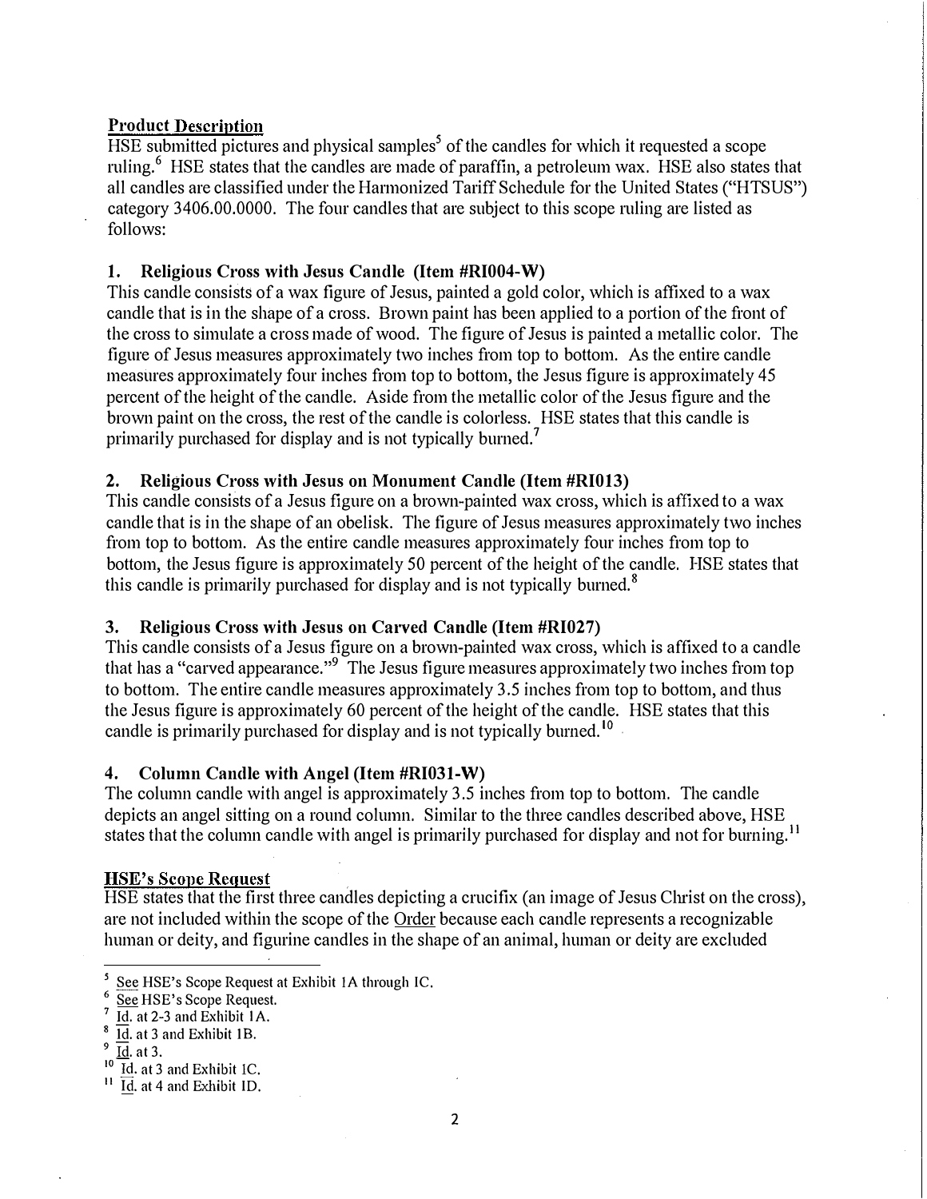**Product Description**

HSE submitted pictures and physical samples[5] of the candles for which it requested a scope ruling.[6] HSE states that the candles are made of paraffin, a petroleum wax. HSE also states that all candles are classified under the Harmonized Tariff Schedule for the United States ("HTSUS") category 3406.00.0000. The four candles that are subject to this scope ruling are listed as follows:

**1. Religious Cross with Jesus Candle (Item #RI004-W)**

This candle consists of a wax figure of Jesus, painted a gold color, which is affixed to a wax candle that is in the shape of a cross. Brown paint has been applied to a portion of the front of the cross to simulate a cross made of wood. The figure of Jesus is painted a metallic color. The figure of Jesus measures approximately two inches from top to bottom. As the entire candle measures approximately four inches from top to bottom, the Jesus figure is approximately 45 percent of the height of the candle. Aside from the metallic color of the Jesus figure and the brown paint on the cross, the rest of the candle is colorless. HSE states that this candle is primarily purchased for display and is not typically burned.[7]

**2. Religious Cross with Jesus on Monument Candle (Item #RI013)**

This candle consists of a Jesus figure on a brown-painted wax cross, which is affixed to a wax candle that is in the shape of an obelisk. The figure of Jesus measures approximately two inches from top to bottom. As the entire candle measures approximately four inches from top to bottom, the Jesus figure is approximately 50 percent of the height of the candle. HSE states that this candle is primarily purchased for display and is not typically burned.[8]

**3. Religious Cross with Jesus on Carved Candle (Item #RI027)**

This candle consists of a Jesus figure on a brown-painted wax cross, which is affixed to a candle that has a "carved appearance."[9] The Jesus figure measures approximately two inches from top to bottom. The entire candle measures approximately 3.5 inches from top to bottom, and thus the Jesus figure is approximately 60 percent of the height of the candle. HSE states that this candle is primarily purchased for display and is not typically burned.[10]

**4. Column Candle with Angel (Item #RI031-W)**

The column candle with angel is approximately 3.5 inches from top to bottom. The candle depicts an angel sitting on a round column. Similar to the three candles described above, HSE states that the column candle with angel is primarily purchased for display and not for burning.[11]

**HSE's Scope Request**

HSE states that the first three candles depicting a crucifix (an image of Jesus Christ on the cross), are not included within the scope of the Order because each candle represents a recognizable human or deity, and figurine candles in the shape of an animal, human or deity are excluded

---

[5] See HSE's Scope Request at Exhibit 1A through 1C.

[6] See HSE's Scope Request.

[7] Id. at 2-3 and Exhibit 1A.

[8] Id. at 3 and Exhibit 1B.

[9] Id. at 3.

[10] Id. at 3 and Exhibit 1C.

[11] Id. at 4 and Exhibit 1D.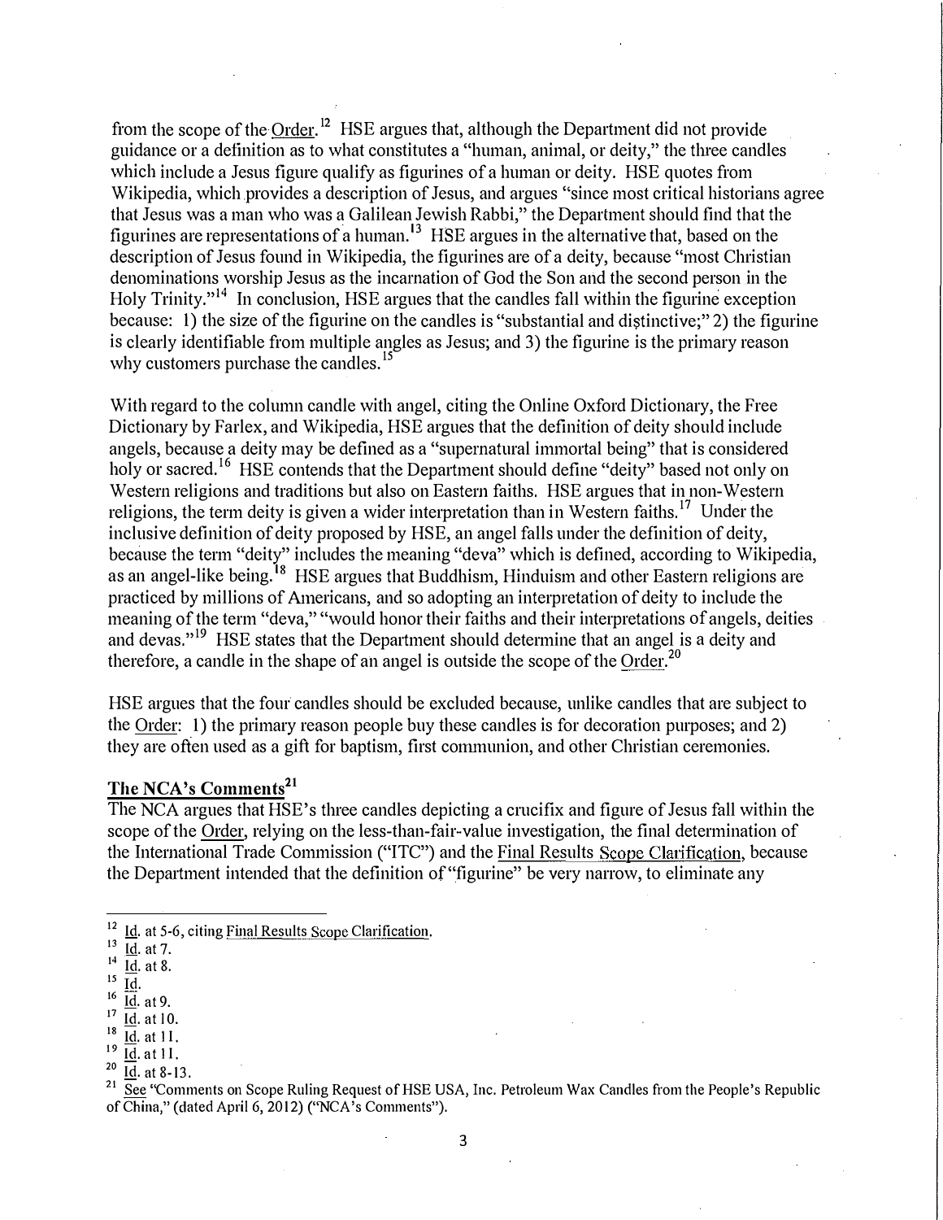from the scope of the Order.[12] HSE argues that, although the Department did not provide guidance or a definition as to what constitutes a "human, animal, or deity," the three candles which include a Jesus figure qualify as figurines of a human or deity. HSE quotes from Wikipedia, which provides a description of Jesus, and argues "since most critical historians agree that Jesus was a man who was a Galilean Jewish Rabbi," the Department should find that the figurines are representations of a human.[13] HSE argues in the alternative that, based on the description of Jesus found in Wikipedia, the figurines are of a deity, because "most Christian denominations worship Jesus as the incarnation of God the Son and the second person in the Holy Trinity."[14] In conclusion, HSE argues that the candles fall within the figurine exception because: 1) the size of the figurine on the candles is "substantial and distinctive;" 2) the figurine is clearly identifiable from multiple angles as Jesus; and 3) the figurine is the primary reason why customers purchase the candles.[15]

With regard to the column candle with angel, citing the Online Oxford Dictionary, the Free Dictionary by Farlex, and Wikipedia, HSE argues that the definition of deity should include angels, because a deity may be defined as a "supernatural immortal being" that is considered holy or sacred.[16] HSE contends that the Department should define "deity" based not only on Western religions and traditions but also on Eastern faiths. HSE argues that in non-Western religions, the term deity is given a wider interpretation than in Western faiths.[17] Under the inclusive definition of deity proposed by HSE, an angel falls under the definition of deity, because the term "deity" includes the meaning "deva" which is defined, according to Wikipedia, as an angel-like being.[18] HSE argues that Buddhism, Hinduism and other Eastern religions are practiced by millions of Americans, and so adopting an interpretation of deity to include the meaning of the term "deva," "would honor their faiths and their interpretations of angels, deities and devas."[19] HSE states that the Department should determine that an angel is a deity and therefore, a candle in the shape of an angel is outside the scope of the Order.[20]

HSE argues that the four candles should be excluded because, unlike candles that are subject to the Order: 1) the primary reason people buy these candles is for decoration purposes; and 2) they are often used as a gift for baptism, first communion, and other Christian ceremonies.

## The NCA's Comments[21]

The NCA argues that HSE's three candles depicting a crucifix and figure of Jesus fall within the scope of the Order, relying on the less-than-fair-value investigation, the final determination of the International Trade Commission ("ITC") and the Final Results Scope Clarification, because the Department intended that the definition of "figurine" be very narrow, to eliminate any

---

[12] Id. at 5-6, citing Final Results Scope Clarification.

[13] Id. at 7.

[14] Id. at 8.

[15] Id.

[16] Id. at 9.

[17] Id. at 10.

[18] Id. at 11.

[19] Id. at 11.

[20] Id. at 8-13.

[21] See "Comments on Scope Ruling Request of HSE USA, Inc. Petroleum Wax Candles from the People's Republic of China," (dated April 6, 2012) ("NCA's Comments").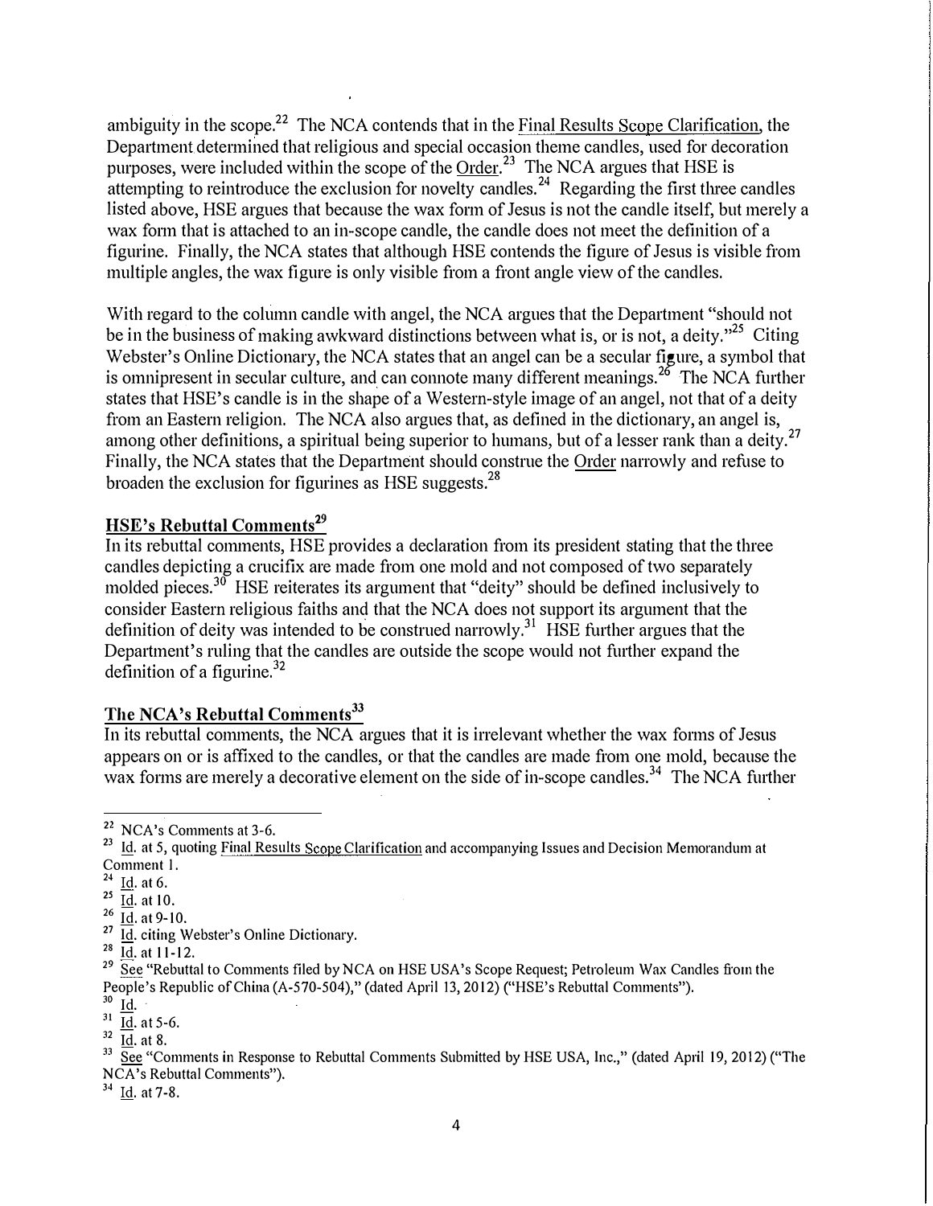ambiguity in the scope.[22] The NCA contends that in the Final Results Scope Clarification, the Department determined that religious and special occasion theme candles, used for decoration purposes, were included within the scope of the Order.[23] The NCA argues that HSE is attempting to reintroduce the exclusion for novelty candles.[24] Regarding the first three candles listed above, HSE argues that because the wax form of Jesus is not the candle itself, but merely a wax form that is attached to an in-scope candle, the candle does not meet the definition of a figurine. Finally, the NCA states that although HSE contends the figure of Jesus is visible from multiple angles, the wax figure is only visible from a front angle view of the candles.

With regard to the column candle with angel, the NCA argues that the Department "should not be in the business of making awkward distinctions between what is, or is not, a deity."[25] Citing Webster's Online Dictionary, the NCA states that an angel can be a secular figure, a symbol that is omnipresent in secular culture, and can connote many different meanings.[26] The NCA further states that HSE's candle is in the shape of a Western-style image of an angel, not that of a deity from an Eastern religion. The NCA also argues that, as defined in the dictionary, an angel is, among other definitions, a spiritual being superior to humans, but of a lesser rank than a deity.[27] Finally, the NCA states that the Department should construe the Order narrowly and refuse to broaden the exclusion for figurines as HSE suggests.[28]

## HSE's Rebuttal Comments[29]

In its rebuttal comments, HSE provides a declaration from its president stating that the three candles depicting a crucifix are made from one mold and not composed of two separately molded pieces.[30] HSE reiterates its argument that "deity" should be defined inclusively to consider Eastern religious faiths and that the NCA does not support its argument that the definition of deity was intended to be construed narrowly.[31] HSE further argues that the Department's ruling that the candles are outside the scope would not further expand the definition of a figurine.[32]

## The NCA's Rebuttal Comments[33]

In its rebuttal comments, the NCA argues that it is irrelevant whether the wax forms of Jesus appears on or is affixed to the candles, or that the candles are made from one mold, because the wax forms are merely a decorative element on the side of in-scope candles.[34] The NCA further

---

[22] NCA's Comments at 3-6.

[23] Id. at 5, quoting Final Results Scope Clarification and accompanying Issues and Decision Memorandum at Comment 1.

[24] Id. at 6.

[25] Id. at 10.

[26] Id. at 9-10.

[27] Id. citing Webster's Online Dictionary.

[28] Id. at 11-12.

[29] See "Rebuttal to Comments filed by NCA on HSE USA's Scope Request; Petroleum Wax Candles from the People's Republic of China (A-570-504)," (dated April 13, 2012) ("HSE's Rebuttal Comments").

[30] Id.

[31] Id. at 5-6.

[32] Id. at 8.

[33] See "Comments in Response to Rebuttal Comments Submitted by HSE USA, Inc.," (dated April 19, 2012) ("The NCA's Rebuttal Comments").

[34] Id. at 7-8.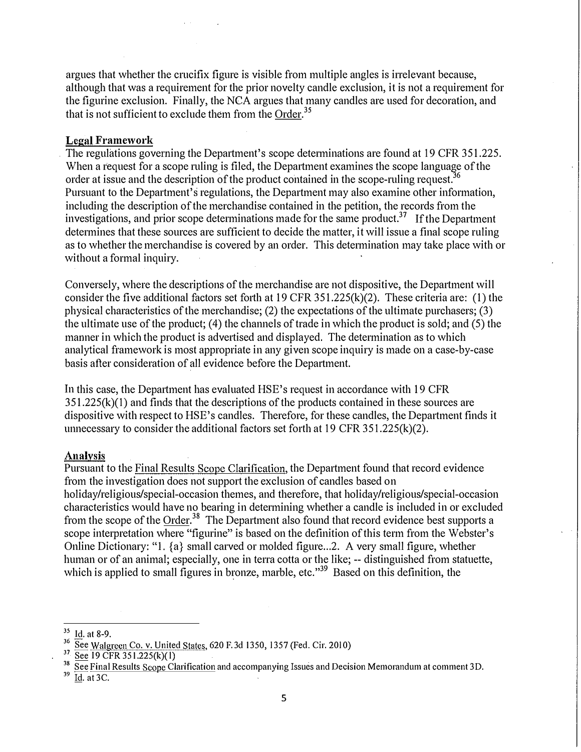argues that whether the crucifix figure is visible from multiple angles is irrelevant because, although that was a requirement for the prior novelty candle exclusion, it is not a requirement for the figurine exclusion. Finally, the NCA argues that many candles are used for decoration, and that is not sufficient to exclude them from the Order.[35]

## Legal Framework

The regulations governing the Department's scope determinations are found at 19 CFR 351.225. When a request for a scope ruling is filed, the Department examines the scope language of the order at issue and the description of the product contained in the scope-ruling request.[36] Pursuant to the Department's regulations, the Department may also examine other information, including the description of the merchandise contained in the petition, the records from the investigations, and prior scope determinations made for the same product.[37] If the Department determines that these sources are sufficient to decide the matter, it will issue a final scope ruling as to whether the merchandise is covered by an order. This determination may take place with or without a formal inquiry.

Conversely, where the descriptions of the merchandise are not dispositive, the Department will consider the five additional factors set forth at 19 CFR 351.225(k)(2). These criteria are: (1) the physical characteristics of the merchandise; (2) the expectations of the ultimate purchasers; (3) the ultimate use of the product; (4) the channels of trade in which the product is sold; and (5) the manner in which the product is advertised and displayed. The determination as to which analytical framework is most appropriate in any given scope inquiry is made on a case-by-case basis after consideration of all evidence before the Department.

In this case, the Department has evaluated HSE's request in accordance with 19 CFR 351.225(k)(1) and finds that the descriptions of the products contained in these sources are dispositive with respect to HSE's candles. Therefore, for these candles, the Department finds it unnecessary to consider the additional factors set forth at 19 CFR 351.225(k)(2).

## Analysis

Pursuant to the Final Results Scope Clarification, the Department found that record evidence from the investigation does not support the exclusion of candles based on holiday/religious/special-occasion themes, and therefore, that holiday/religious/special-occasion characteristics would have no bearing in determining whether a candle is included in or excluded from the scope of the Order.[38] The Department also found that record evidence best supports a scope interpretation where "figurine" is based on the definition of this term from the Webster's Online Dictionary: "1. {a} small carved or molded figure...2. A very small figure, whether human or of an animal; especially, one in terra cotta or the like; -- distinguished from statuette, which is applied to small figures in bronze, marble, etc."[39] Based on this definition, the

---

[35] Id. at 8-9.

[36] See Walgreen Co. v. United States, 620 F.3d 1350, 1357 (Fed. Cir. 2010)

[37] See 19 CFR 351.225(k)(1)

[38] See Final Results Scope Clarification and accompanying Issues and Decision Memorandum at comment 3D.

[39] Id. at 3C.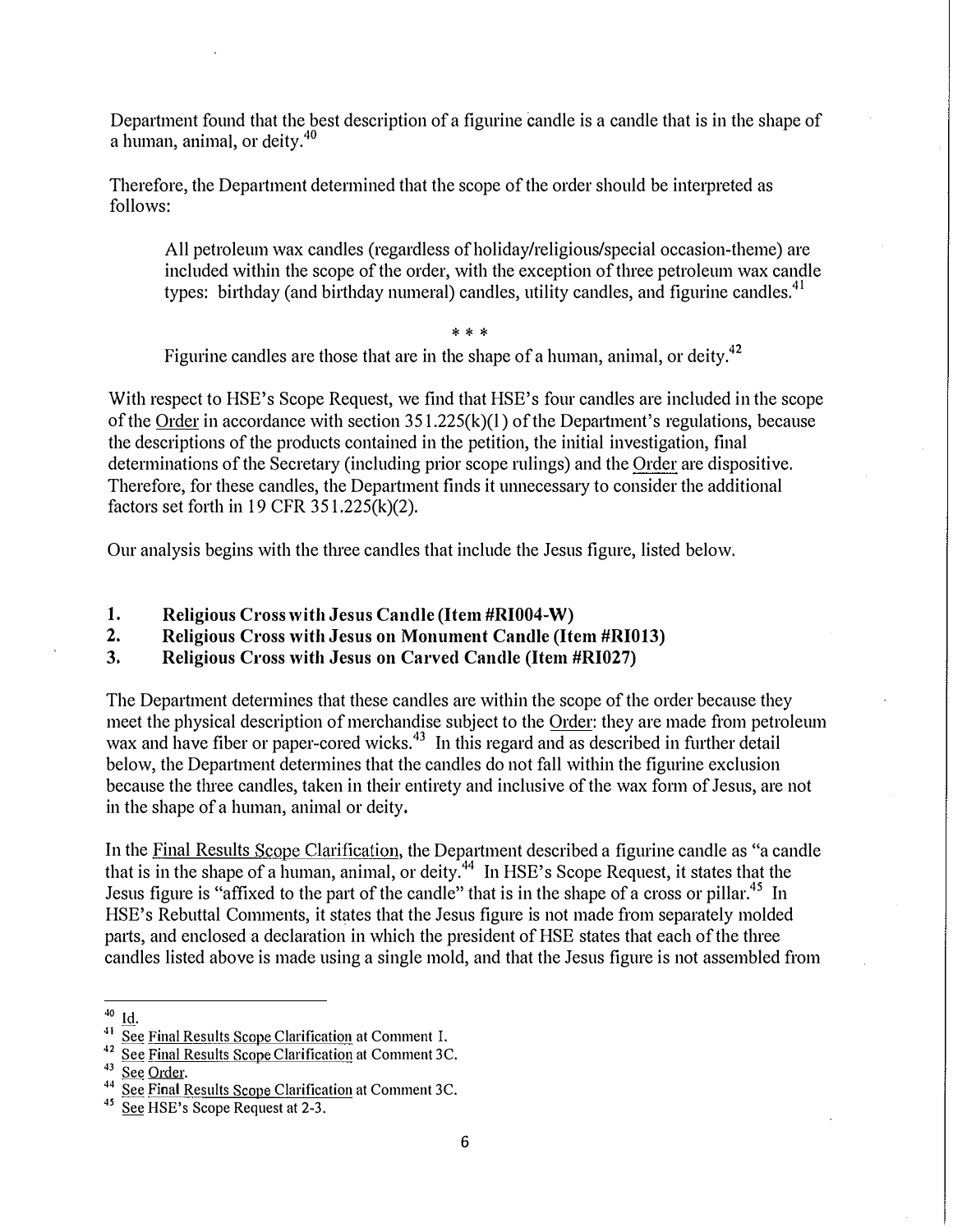Department found that the best description of a figurine candle is a candle that is in the shape of a human, animal, or deity.[40]

Therefore, the Department determined that the scope of the order should be interpreted as follows:

> All petroleum wax candles (regardless of holiday/religious/special occasion-theme) are included within the scope of the order, with the exception of three petroleum wax candle types: birthday (and birthday numeral) candles, utility candles, and figurine candles.[41]
>
> \* \* \*
>
> Figurine candles are those that are in the shape of a human, animal, or deity.[42]

With respect to HSE's Scope Request, we find that HSE's four candles are included in the scope of the Order in accordance with section 351.225(k)(1) of the Department's regulations, because the descriptions of the products contained in the petition, the initial investigation, final determinations of the Secretary (including prior scope rulings) and the Order are dispositive. Therefore, for these candles, the Department finds it unnecessary to consider the additional factors set forth in 19 CFR 351.225(k)(2).

Our analysis begins with the three candles that include the Jesus figure, listed below.

1. **Religious Cross with Jesus Candle (Item #RI004-W)**
2. **Religious Cross with Jesus on Monument Candle (Item #RI013)**
3. **Religious Cross with Jesus on Carved Candle (Item #RI027)**

The Department determines that these candles are within the scope of the order because they meet the physical description of merchandise subject to the Order: they are made from petroleum wax and have fiber or paper-cored wicks.[43] In this regard and as described in further detail below, the Department determines that the candles do not fall within the figurine exclusion because the three candles, taken in their entirety and inclusive of the wax form of Jesus, are not in the shape of a human, animal or deity.

In the Final Results Scope Clarification, the Department described a figurine candle as "a candle that is in the shape of a human, animal, or deity.[44] In HSE's Scope Request, it states that the Jesus figure is "affixed to the part of the candle" that is in the shape of a cross or pillar.[45] In HSE's Rebuttal Comments, it states that the Jesus figure is not made from separately molded parts, and enclosed a declaration in which the president of HSE states that each of the three candles listed above is made using a single mold, and that the Jesus figure is not assembled from

---

[40] Id.

[41] See Final Results Scope Clarification at Comment I.

[42] See Final Results Scope Clarification at Comment 3C.

[43] See Order.

[44] See Final Results Scope Clarification at Comment 3C.

[45] See HSE's Scope Request at 2-3.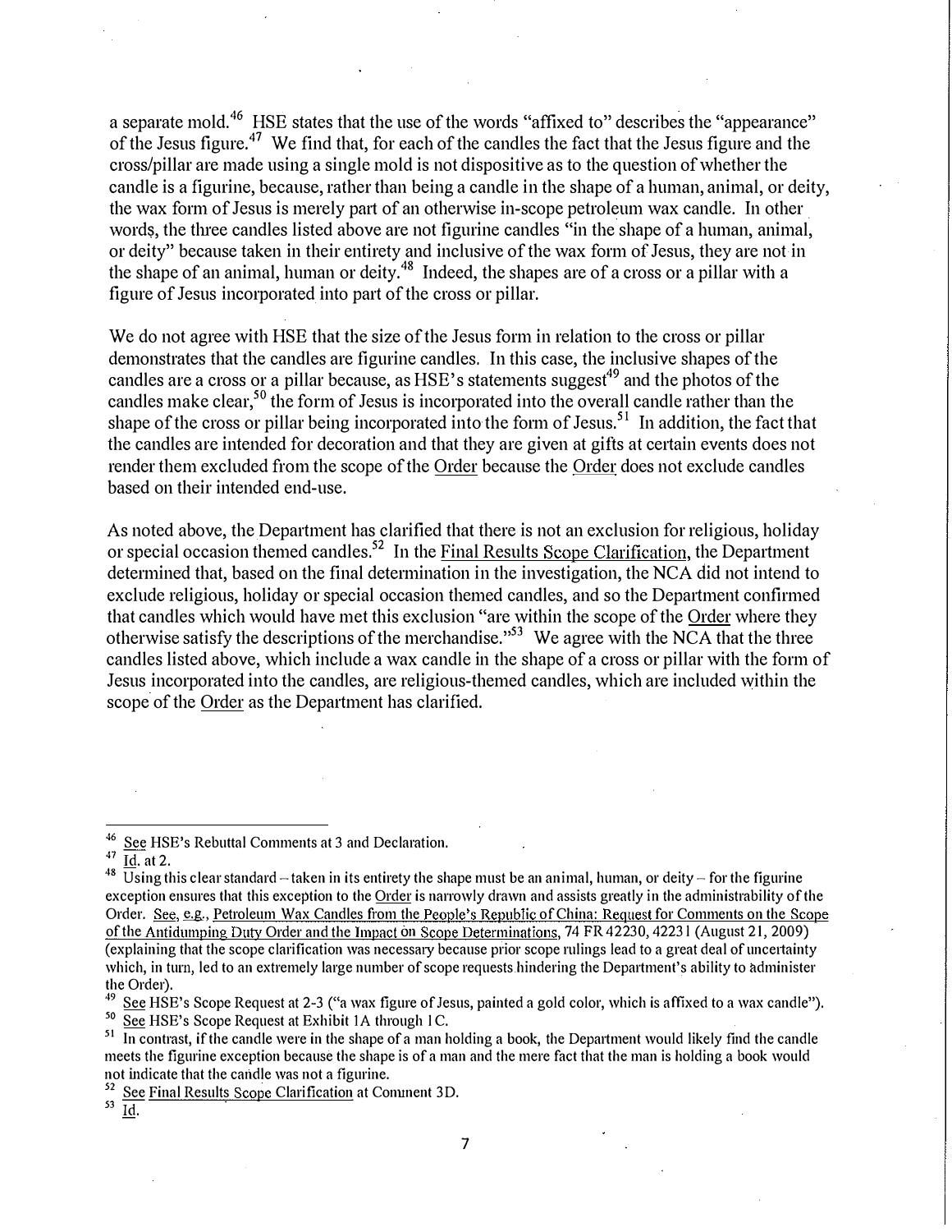a separate mold.[46] HSE states that the use of the words "affixed to" describes the "appearance" of the Jesus figure.[47] We find that, for each of the candles the fact that the Jesus figure and the cross/pillar are made using a single mold is not dispositive as to the question of whether the candle is a figurine, because, rather than being a candle in the shape of a human, animal, or deity, the wax form of Jesus is merely part of an otherwise in-scope petroleum wax candle. In other words, the three candles listed above are not figurine candles "in the shape of a human, animal, or deity" because taken in their entirety and inclusive of the wax form of Jesus, they are not in the shape of an animal, human or deity.[48] Indeed, the shapes are of a cross or a pillar with a figure of Jesus incorporated into part of the cross or pillar.

We do not agree with HSE that the size of the Jesus form in relation to the cross or pillar demonstrates that the candles are figurine candles. In this case, the inclusive shapes of the candles are a cross or a pillar because, as HSE's statements suggest[49] and the photos of the candles make clear,[50] the form of Jesus is incorporated into the overall candle rather than the shape of the cross or pillar being incorporated into the form of Jesus.[51] In addition, the fact that the candles are intended for decoration and that they are given at gifts at certain events does not render them excluded from the scope of the Order because the Order does not exclude candles based on their intended end-use.

As noted above, the Department has clarified that there is not an exclusion for religious, holiday or special occasion themed candles.[52] In the Final Results Scope Clarification, the Department determined that, based on the final determination in the investigation, the NCA did not intend to exclude religious, holiday or special occasion themed candles, and so the Department confirmed that candles which would have met this exclusion "are within the scope of the Order where they otherwise satisfy the descriptions of the merchandise."[53] We agree with the NCA that the three candles listed above, which include a wax candle in the shape of a cross or pillar with the form of Jesus incorporated into the candles, are religious-themed candles, which are included within the scope of the Order as the Department has clarified.

---

[46] See HSE's Rebuttal Comments at 3 and Declaration.

[47] Id. at 2.

[48] Using this clear standard – taken in its entirety the shape must be an animal, human, or deity – for the figurine exception ensures that this exception to the Order is narrowly drawn and assists greatly in the administrability of the Order. See, e.g., Petroleum Wax Candles from the People's Republic of China: Request for Comments on the Scope of the Antidumping Duty Order and the Impact on Scope Determinations, 74 FR 42230, 42231 (August 21, 2009) (explaining that the scope clarification was necessary because prior scope rulings lead to a great deal of uncertainty which, in turn, led to an extremely large number of scope requests hindering the Department's ability to administer the Order).

[49] See HSE's Scope Request at 2-3 ("a wax figure of Jesus, painted a gold color, which is affixed to a wax candle").

[50] See HSE's Scope Request at Exhibit 1A through 1C.

[51] In contrast, if the candle were in the shape of a man holding a book, the Department would likely find the candle meets the figurine exception because the shape is of a man and the mere fact that the man is holding a book would not indicate that the candle was not a figurine.

[52] See Final Results Scope Clarification at Comment 3D.

[53] Id.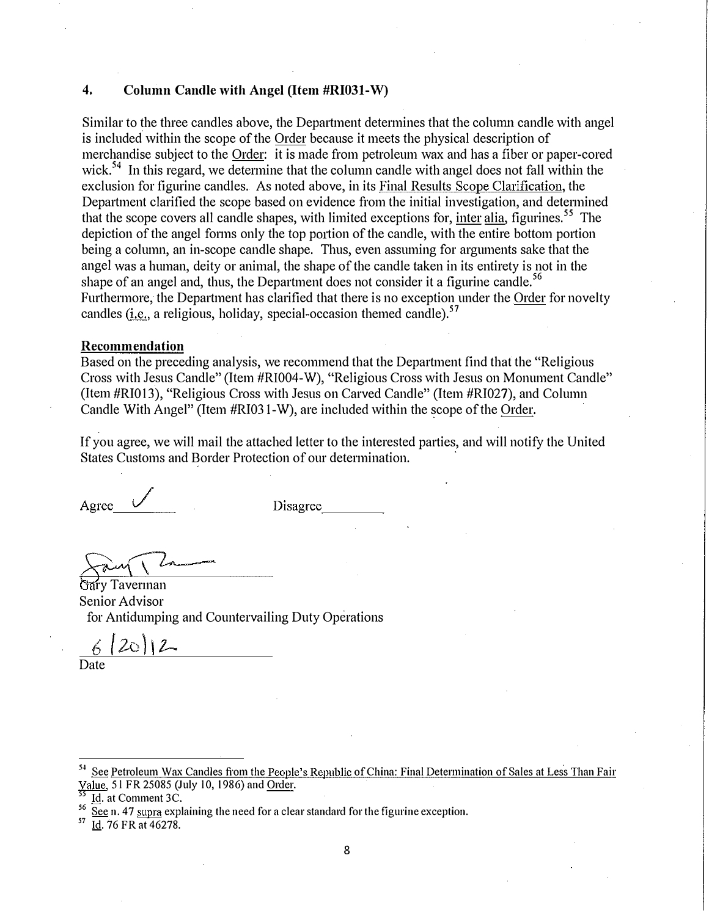### 4. Column Candle with Angel (Item #RI031-W)

Similar to the three candles above, the Department determines that the column candle with angel is included within the scope of the Order because it meets the physical description of merchandise subject to the Order: it is made from petroleum wax and has a fiber or paper-cored wick.[54] In this regard, we determine that the column candle with angel does not fall within the exclusion for figurine candles. As noted above, in its Final Results Scope Clarification, the Department clarified the scope based on evidence from the initial investigation, and determined that the scope covers all candle shapes, with limited exceptions for, inter alia, figurines.[55] The depiction of the angel forms only the top portion of the candle, with the entire bottom portion being a column, an in-scope candle shape. Thus, even assuming for arguments sake that the angel was a human, deity or animal, the shape of the candle taken in its entirety is not in the shape of an angel and, thus, the Department does not consider it a figurine candle.[56] Furthermore, the Department has clarified that there is no exception under the Order for novelty candles (i.e., a religious, holiday, special-occasion themed candle).[57]

**Recommendation**

Based on the preceding analysis, we recommend that the Department find that the "Religious Cross with Jesus Candle" (Item #RI004-W), "Religious Cross with Jesus on Monument Candle" (Item #RI013), "Religious Cross with Jesus on Carved Candle" (Item #RI027), and Column Candle With Angel" (Item #RI031-W), are included within the scope of the Order.

If you agree, we will mail the attached letter to the interested parties, and will notify the United States Customs and Border Protection of our determination.

Agree ✓ &nbsp;&nbsp;&nbsp;&nbsp;&nbsp;&nbsp;&nbsp;&nbsp; Disagree________

Gary Taverman
Senior Advisor
for Antidumping and Countervailing Duty Operations

6/20/12
Date

---

[54] See Petroleum Wax Candles from the People's Republic of China: Final Determination of Sales at Less Than Fair Value, 51 FR 25085 (July 10, 1986) and Order.

[55] Id. at Comment 3C.

[56] See n. 47 supra explaining the need for a clear standard for the figurine exception.

[57] Id. 76 FR at 46278.